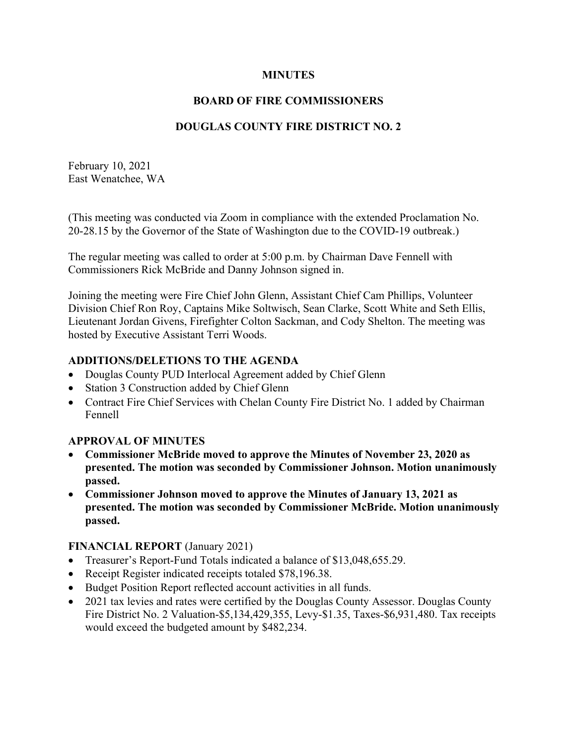**MINUTES**

**BOARD OF FIRE COMMISSIONERS**

**DOUGLAS COUNTY FIRE DISTRICT NO. 2**

February 10, 2021
East Wenatchee, WA

(This meeting was conducted via Zoom in compliance with the extended Proclamation No. 20-28.15 by the Governor of the State of Washington due to the COVID-19 outbreak.)

The regular meeting was called to order at 5:00 p.m. by Chairman Dave Fennell with Commissioners Rick McBride and Danny Johnson signed in.

Joining the meeting were Fire Chief John Glenn, Assistant Chief Cam Phillips, Volunteer Division Chief Ron Roy, Captains Mike Soltwisch, Sean Clarke, Scott White and Seth Ellis, Lieutenant Jordan Givens, Firefighter Colton Sackman, and Cody Shelton. The meeting was hosted by Executive Assistant Terri Woods.

## ADDITIONS/DELETIONS TO THE AGENDA

- Douglas County PUD Interlocal Agreement added by Chief Glenn
- Station 3 Construction added by Chief Glenn
- Contract Fire Chief Services with Chelan County Fire District No. 1 added by Chairman Fennell

## APPROVAL OF MINUTES

- **Commissioner McBride moved to approve the Minutes of November 23, 2020 as presented. The motion was seconded by Commissioner Johnson. Motion unanimously passed.**
- **Commissioner Johnson moved to approve the Minutes of January 13, 2021 as presented. The motion was seconded by Commissioner McBride. Motion unanimously passed.**

## FINANCIAL REPORT (January 2021)

- Treasurer's Report-Fund Totals indicated a balance of $13,048,655.29.
- Receipt Register indicated receipts totaled $78,196.38.
- Budget Position Report reflected account activities in all funds.
- 2021 tax levies and rates were certified by the Douglas County Assessor. Douglas County Fire District No. 2 Valuation-$5,134,429,355, Levy-$1.35, Taxes-$6,931,480. Tax receipts would exceed the budgeted amount by $482,234.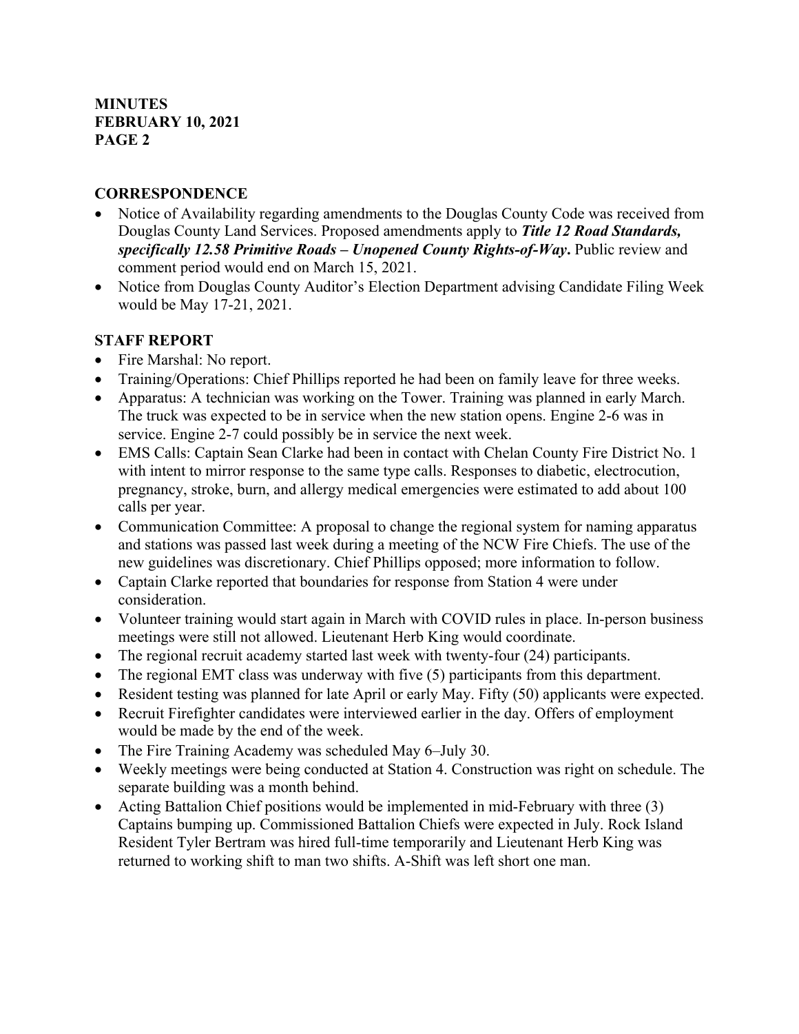## CORRESPONDENCE

- Notice of Availability regarding amendments to the Douglas County Code was received from Douglas County Land Services. Proposed amendments apply to ***Title 12 Road Standards, specifically 12.58 Primitive Roads – Unopened County Rights-of-Way***. Public review and comment period would end on March 15, 2021.
- Notice from Douglas County Auditor's Election Department advising Candidate Filing Week would be May 17-21, 2021.

## STAFF REPORT

- Fire Marshal: No report.
- Training/Operations: Chief Phillips reported he had been on family leave for three weeks.
- Apparatus: A technician was working on the Tower. Training was planned in early March. The truck was expected to be in service when the new station opens. Engine 2-6 was in service. Engine 2-7 could possibly be in service the next week.
- EMS Calls: Captain Sean Clarke had been in contact with Chelan County Fire District No. 1 with intent to mirror response to the same type calls. Responses to diabetic, electrocution, pregnancy, stroke, burn, and allergy medical emergencies were estimated to add about 100 calls per year.
- Communication Committee: A proposal to change the regional system for naming apparatus and stations was passed last week during a meeting of the NCW Fire Chiefs. The use of the new guidelines was discretionary. Chief Phillips opposed; more information to follow.
- Captain Clarke reported that boundaries for response from Station 4 were under consideration.
- Volunteer training would start again in March with COVID rules in place. In-person business meetings were still not allowed. Lieutenant Herb King would coordinate.
- The regional recruit academy started last week with twenty-four (24) participants.
- The regional EMT class was underway with five (5) participants from this department.
- Resident testing was planned for late April or early May. Fifty (50) applicants were expected.
- Recruit Firefighter candidates were interviewed earlier in the day. Offers of employment would be made by the end of the week.
- The Fire Training Academy was scheduled May 6–July 30.
- Weekly meetings were being conducted at Station 4. Construction was right on schedule. The separate building was a month behind.
- Acting Battalion Chief positions would be implemented in mid-February with three (3) Captains bumping up. Commissioned Battalion Chiefs were expected in July. Rock Island Resident Tyler Bertram was hired full-time temporarily and Lieutenant Herb King was returned to working shift to man two shifts. A-Shift was left short one man.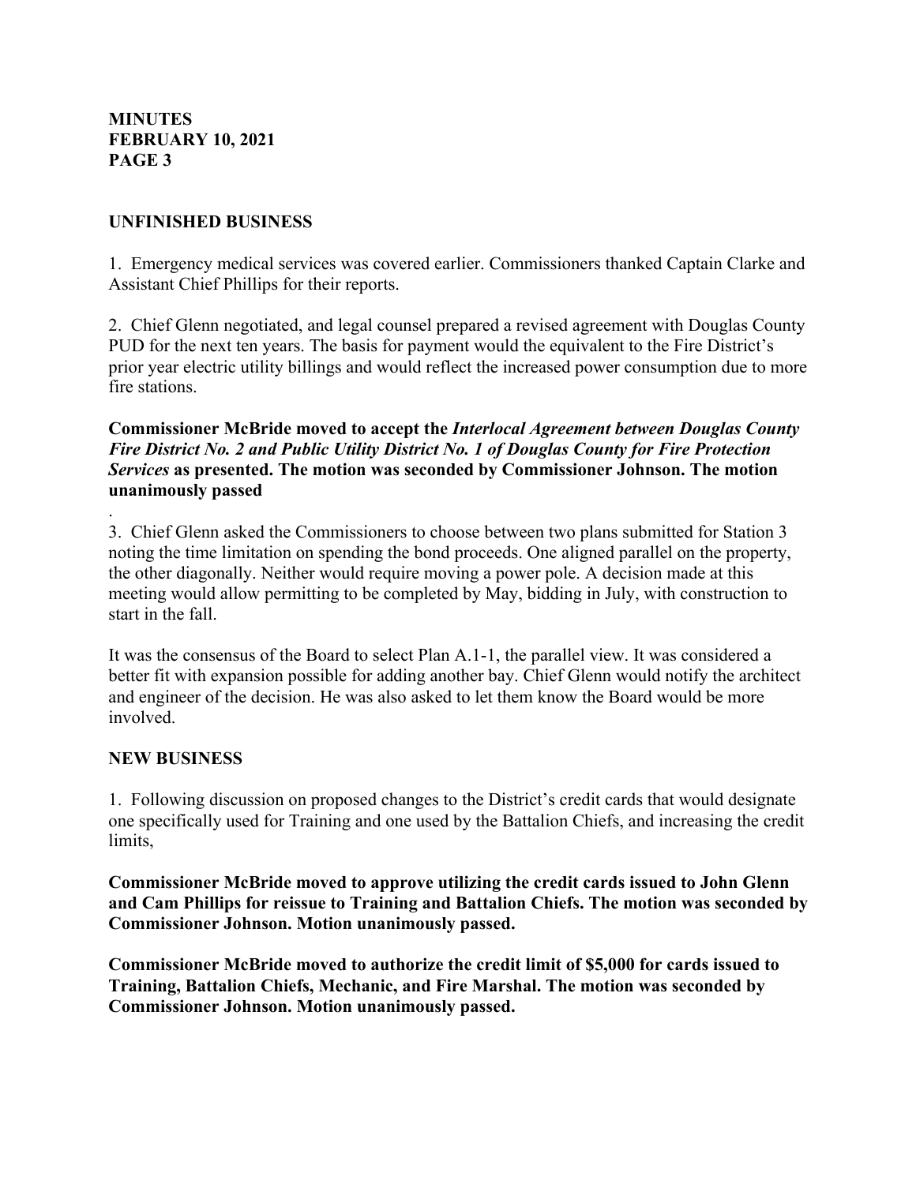**UNFINISHED BUSINESS**

1. Emergency medical services was covered earlier. Commissioners thanked Captain Clarke and Assistant Chief Phillips for their reports.

2. Chief Glenn negotiated, and legal counsel prepared a revised agreement with Douglas County PUD for the next ten years. The basis for payment would the equivalent to the Fire District's prior year electric utility billings and would reflect the increased power consumption due to more fire stations.

**Commissioner McBride moved to accept the *Interlocal Agreement between Douglas County Fire District No. 2 and Public Utility District No. 1 of Douglas County for Fire Protection Services* as presented. The motion was seconded by Commissioner Johnson. The motion unanimously passed**

.

3. Chief Glenn asked the Commissioners to choose between two plans submitted for Station 3 noting the time limitation on spending the bond proceeds. One aligned parallel on the property, the other diagonally. Neither would require moving a power pole. A decision made at this meeting would allow permitting to be completed by May, bidding in July, with construction to start in the fall.

It was the consensus of the Board to select Plan A.1-1, the parallel view. It was considered a better fit with expansion possible for adding another bay. Chief Glenn would notify the architect and engineer of the decision. He was also asked to let them know the Board would be more involved.

**NEW BUSINESS**

1. Following discussion on proposed changes to the District's credit cards that would designate one specifically used for Training and one used by the Battalion Chiefs, and increasing the credit limits,

**Commissioner McBride moved to approve utilizing the credit cards issued to John Glenn and Cam Phillips for reissue to Training and Battalion Chiefs. The motion was seconded by Commissioner Johnson. Motion unanimously passed.**

**Commissioner McBride moved to authorize the credit limit of $5,000 for cards issued to Training, Battalion Chiefs, Mechanic, and Fire Marshal. The motion was seconded by Commissioner Johnson. Motion unanimously passed.**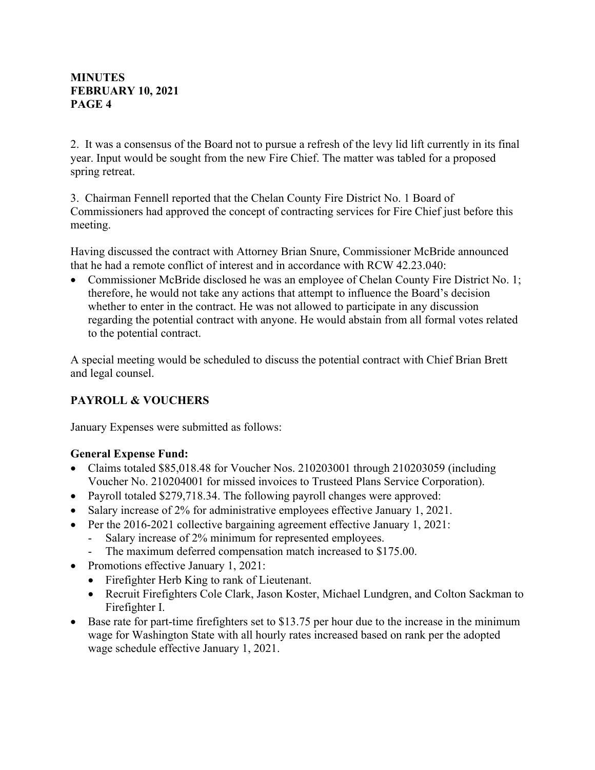2. It was a consensus of the Board not to pursue a refresh of the levy lid lift currently in its final year. Input would be sought from the new Fire Chief. The matter was tabled for a proposed spring retreat.

3. Chairman Fennell reported that the Chelan County Fire District No. 1 Board of Commissioners had approved the concept of contracting services for Fire Chief just before this meeting.

Having discussed the contract with Attorney Brian Snure, Commissioner McBride announced that he had a remote conflict of interest and in accordance with RCW 42.23.040:

- Commissioner McBride disclosed he was an employee of Chelan County Fire District No. 1; therefore, he would not take any actions that attempt to influence the Board's decision whether to enter in the contract. He was not allowed to participate in any discussion regarding the potential contract with anyone. He would abstain from all formal votes related to the potential contract.

A special meeting would be scheduled to discuss the potential contract with Chief Brian Brett and legal counsel.

## PAYROLL & VOUCHERS

January Expenses were submitted as follows:

**General Expense Fund:**

- Claims totaled $85,018.48 for Voucher Nos. 210203001 through 210203059 (including Voucher No. 210204001 for missed invoices to Trusteed Plans Service Corporation).
- Payroll totaled $279,718.34. The following payroll changes were approved:
- Salary increase of 2% for administrative employees effective January 1, 2021.
- Per the 2016-2021 collective bargaining agreement effective January 1, 2021:
  - Salary increase of 2% minimum for represented employees.
  - The maximum deferred compensation match increased to $175.00.
- Promotions effective January 1, 2021:
  - Firefighter Herb King to rank of Lieutenant.
  - Recruit Firefighters Cole Clark, Jason Koster, Michael Lundgren, and Colton Sackman to Firefighter I.
- Base rate for part-time firefighters set to $13.75 per hour due to the increase in the minimum wage for Washington State with all hourly rates increased based on rank per the adopted wage schedule effective January 1, 2021.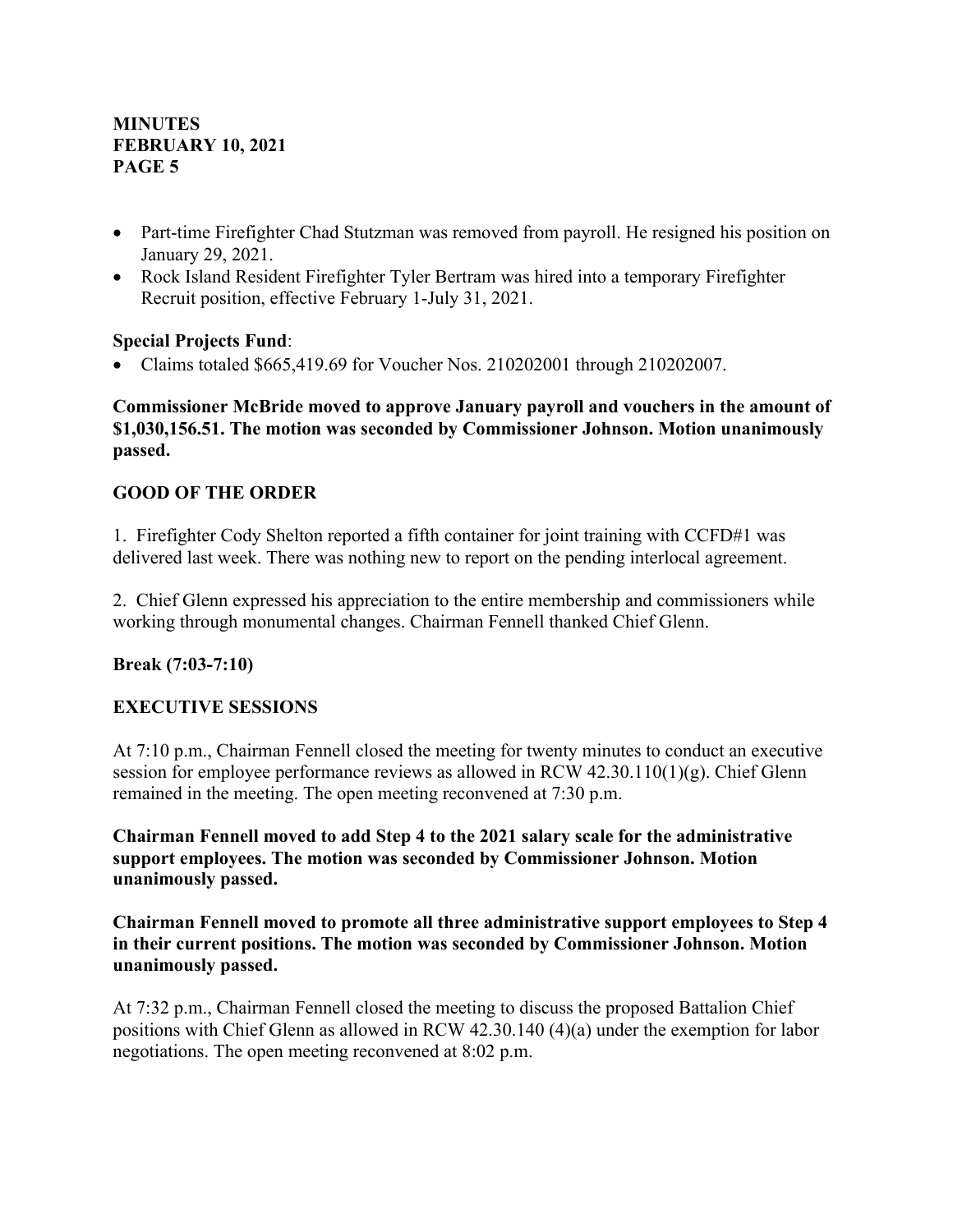- Part-time Firefighter Chad Stutzman was removed from payroll. He resigned his position on January 29, 2021.
- Rock Island Resident Firefighter Tyler Bertram was hired into a temporary Firefighter Recruit position, effective February 1-July 31, 2021.

**Special Projects Fund**:

- Claims totaled $665,419.69 for Voucher Nos. 210202001 through 210202007.

**Commissioner McBride moved to approve January payroll and vouchers in the amount of $1,030,156.51. The motion was seconded by Commissioner Johnson. Motion unanimously passed.**

## GOOD OF THE ORDER

1. Firefighter Cody Shelton reported a fifth container for joint training with CCFD#1 was delivered last week. There was nothing new to report on the pending interlocal agreement.

2. Chief Glenn expressed his appreciation to the entire membership and commissioners while working through monumental changes. Chairman Fennell thanked Chief Glenn.

**Break (7:03-7:10)**

## EXECUTIVE SESSIONS

At 7:10 p.m., Chairman Fennell closed the meeting for twenty minutes to conduct an executive session for employee performance reviews as allowed in RCW 42.30.110(1)(g). Chief Glenn remained in the meeting. The open meeting reconvened at 7:30 p.m.

**Chairman Fennell moved to add Step 4 to the 2021 salary scale for the administrative support employees. The motion was seconded by Commissioner Johnson. Motion unanimously passed.**

**Chairman Fennell moved to promote all three administrative support employees to Step 4 in their current positions. The motion was seconded by Commissioner Johnson. Motion unanimously passed.**

At 7:32 p.m., Chairman Fennell closed the meeting to discuss the proposed Battalion Chief positions with Chief Glenn as allowed in RCW 42.30.140 (4)(a) under the exemption for labor negotiations. The open meeting reconvened at 8:02 p.m.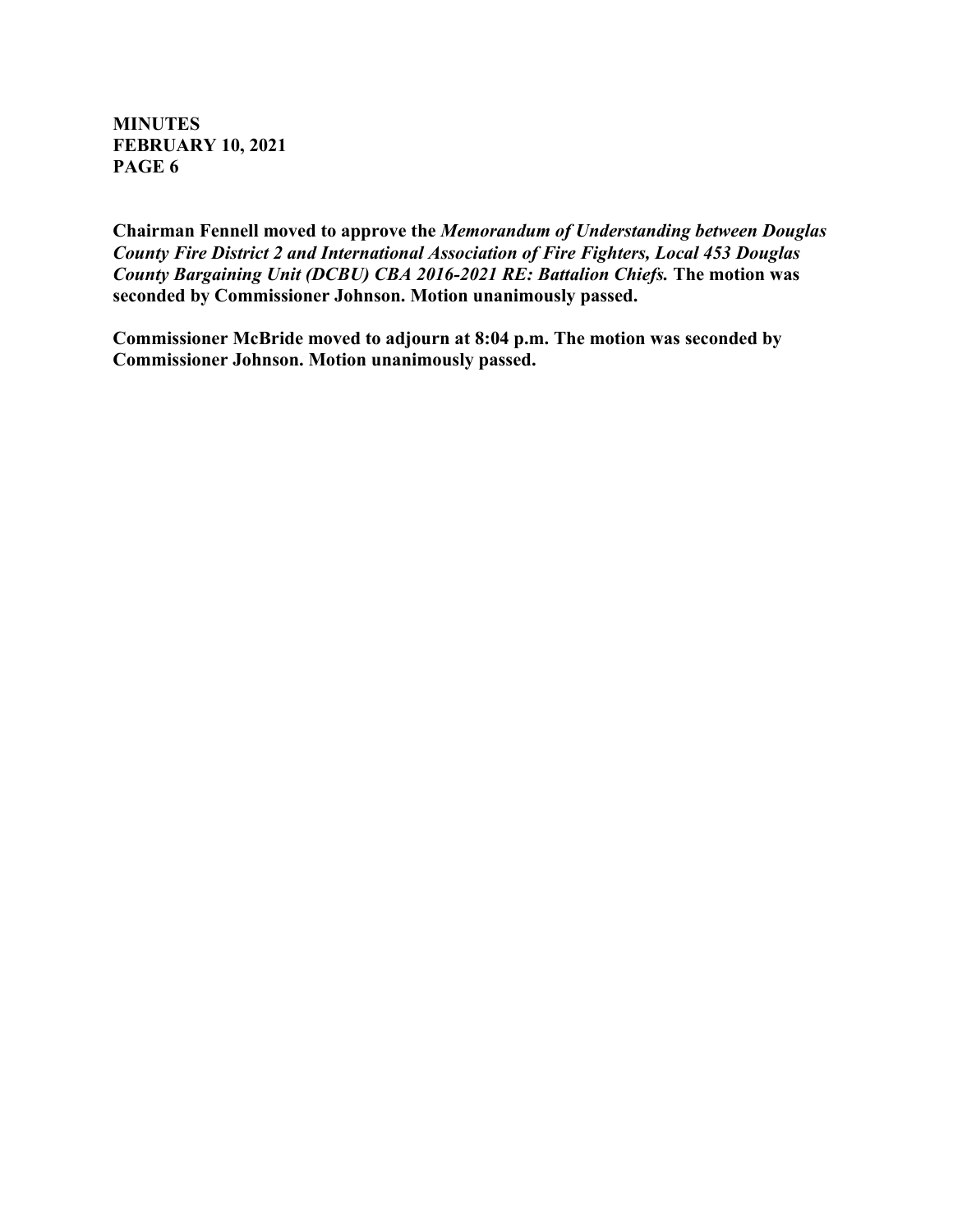**Chairman Fennell moved to approve the *Memorandum of Understanding between Douglas County Fire District 2 and International Association of Fire Fighters, Local 453 Douglas County Bargaining Unit (DCBU) CBA 2016-2021 RE: Battalion Chiefs.* The motion was seconded by Commissioner Johnson. Motion unanimously passed.**

**Commissioner McBride moved to adjourn at 8:04 p.m. The motion was seconded by Commissioner Johnson. Motion unanimously passed.**